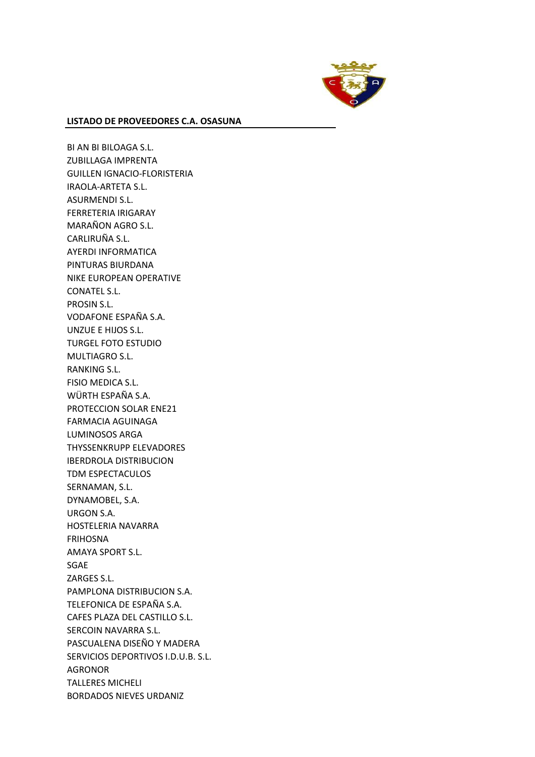**LISTADO DE PROVEEDORES C.A. OSASUNA**

BI AN BI BILOAGA S.L.
ZUBILLAGA IMPRENTA
GUILLEN IGNACIO-FLORISTERIA
IRAOLA-ARTETA S.L.
ASURMENDI S.L.
FERRETERIA IRIGARAY
MARAÑON AGRO S.L.
CARLIRUÑA S.L.
AYERDI INFORMATICA
PINTURAS BIURDANA
NIKE EUROPEAN OPERATIVE
CONATEL S.L.
PROSIN S.L.
VODAFONE ESPAÑA S.A.
UNZUE E HIJOS S.L.
TURGEL FOTO ESTUDIO
MULTIAGRO S.L.
RANKING S.L.
FISIO MEDICA S.L.
WÜRTH ESPAÑA S.A.
PROTECCION SOLAR ENE21
FARMACIA AGUINAGA
LUMINOSOS ARGA
THYSSENKRUPP ELEVADORES
IBERDROLA DISTRIBUCION
TDM ESPECTACULOS
SERNAMAN, S.L.
DYNAMOBEL, S.A.
URGON S.A.
HOSTELERIA NAVARRA
FRIHOSNA
AMAYA SPORT S.L.
SGAE
ZARGES S.L.
PAMPLONA DISTRIBUCION S.A.
TELEFONICA DE ESPAÑA S.A.
CAFES PLAZA DEL CASTILLO S.L.
SERCOIN NAVARRA S.L.
PASCUALENA DISEÑO Y MADERA
SERVICIOS DEPORTIVOS I.D.U.B. S.L.
AGRONOR
TALLERES MICHELI
BORDADOS NIEVES URDANIZ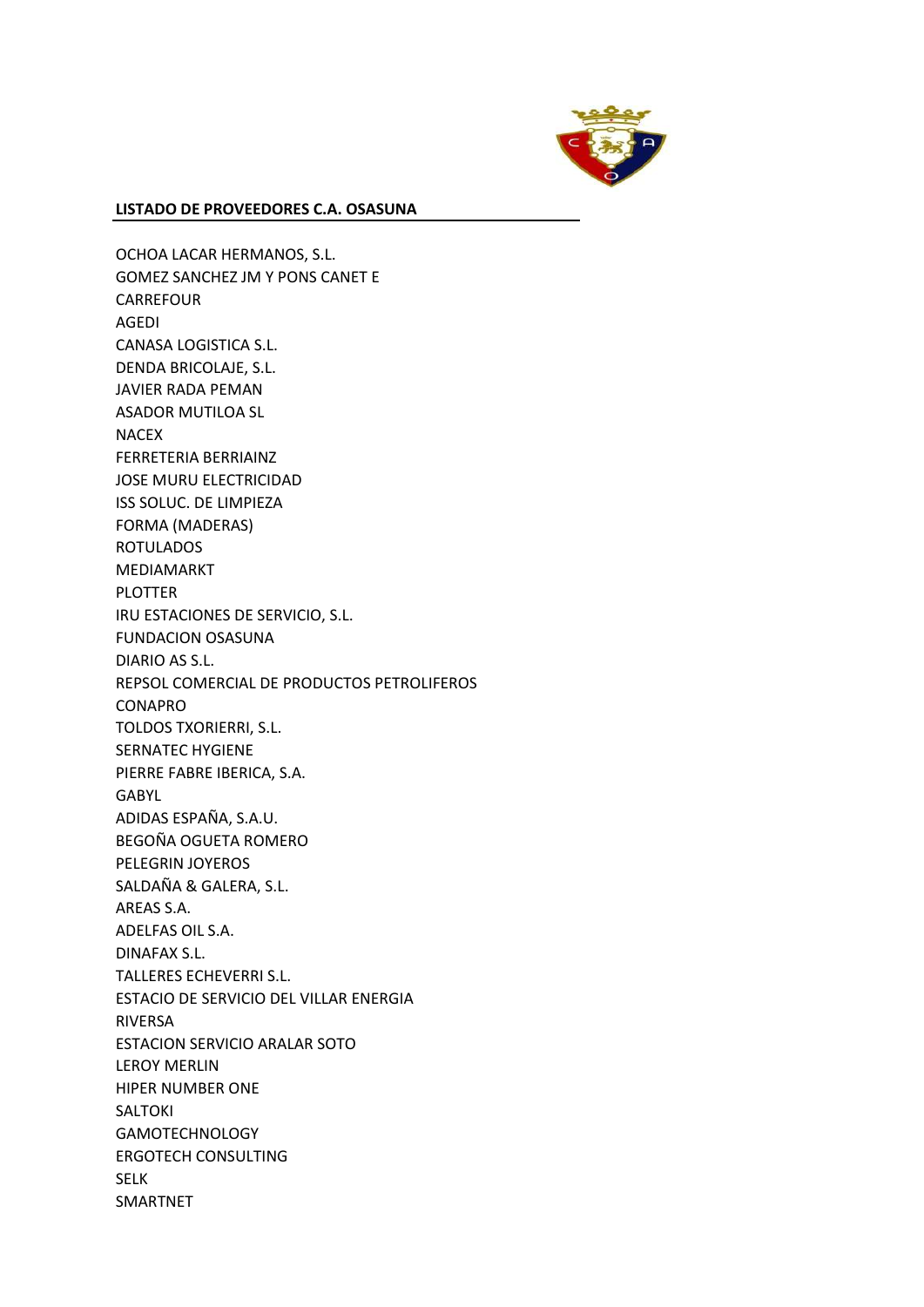**LISTADO DE PROVEEDORES C.A. OSASUNA**

OCHOA LACAR HERMANOS, S.L.
GOMEZ SANCHEZ JM Y PONS CANET E
CARREFOUR
AGEDI
CANASA LOGISTICA S.L.
DENDA BRICOLAJE, S.L.
JAVIER RADA PEMAN
ASADOR MUTILOA SL
NACEX
FERRETERIA BERRIAINZ
JOSE MURU ELECTRICIDAD
ISS SOLUC. DE LIMPIEZA
FORMA (MADERAS)
ROTULADOS
MEDIAMARKT
PLOTTER
IRU ESTACIONES DE SERVICIO, S.L.
FUNDACION OSASUNA
DIARIO AS S.L.
REPSOL COMERCIAL DE PRODUCTOS PETROLIFEROS
CONAPRO
TOLDOS TXORIERRI, S.L.
SERNATEC HYGIENE
PIERRE FABRE IBERICA, S.A.
GABYL
ADIDAS ESPAÑA, S.A.U.
BEGOÑA OGUETA ROMERO
PELEGRIN JOYEROS
SALDAÑA & GALERA, S.L.
AREAS S.A.
ADELFAS OIL S.A.
DINAFAX S.L.
TALLERES ECHEVERRI S.L.
ESTACIO DE SERVICIO DEL VILLAR ENERGIA
RIVERSA
ESTACION SERVICIO ARALAR SOTO
LEROY MERLIN
HIPER NUMBER ONE
SALTOKI
GAMOTECHNOLOGY
ERGOTECH CONSULTING
SELK
SMARTNET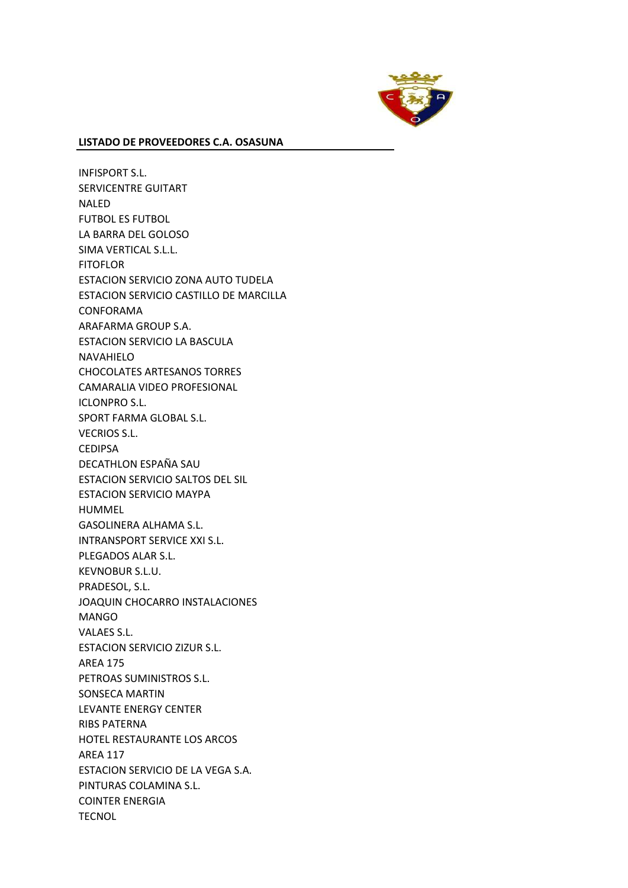**LISTADO DE PROVEEDORES C.A. OSASUNA**

INFISPORT S.L.
SERVICENTRE GUITART
NALED
FUTBOL ES FUTBOL
LA BARRA DEL GOLOSO
SIMA VERTICAL S.L.L.
FITOFLOR
ESTACION SERVICIO ZONA AUTO TUDELA
ESTACION SERVICIO CASTILLO DE MARCILLA
CONFORAMA
ARAFARMA GROUP S.A.
ESTACION SERVICIO LA BASCULA
NAVAHIELO
CHOCOLATES ARTESANOS TORRES
CAMARALIA VIDEO PROFESIONAL
ICLONPRO S.L.
SPORT FARMA GLOBAL S.L.
VECRIOS S.L.
CEDIPSA
DECATHLON ESPAÑA SAU
ESTACION SERVICIO SALTOS DEL SIL
ESTACION SERVICIO MAYPA
HUMMEL
GASOLINERA ALHAMA S.L.
INTRANSPORT SERVICE XXI S.L.
PLEGADOS ALAR S.L.
KEVNOBUR S.L.U.
PRADESOL, S.L.
JOAQUIN CHOCARRO INSTALACIONES
MANGO
VALAES S.L.
ESTACION SERVICIO ZIZUR S.L.
AREA 175
PETROAS SUMINISTROS S.L.
SONSECA MARTIN
LEVANTE ENERGY CENTER
RIBS PATERNA
HOTEL RESTAURANTE LOS ARCOS
AREA 117
ESTACION SERVICIO DE LA VEGA S.A.
PINTURAS COLAMINA S.L.
COINTER ENERGIA
TECNOL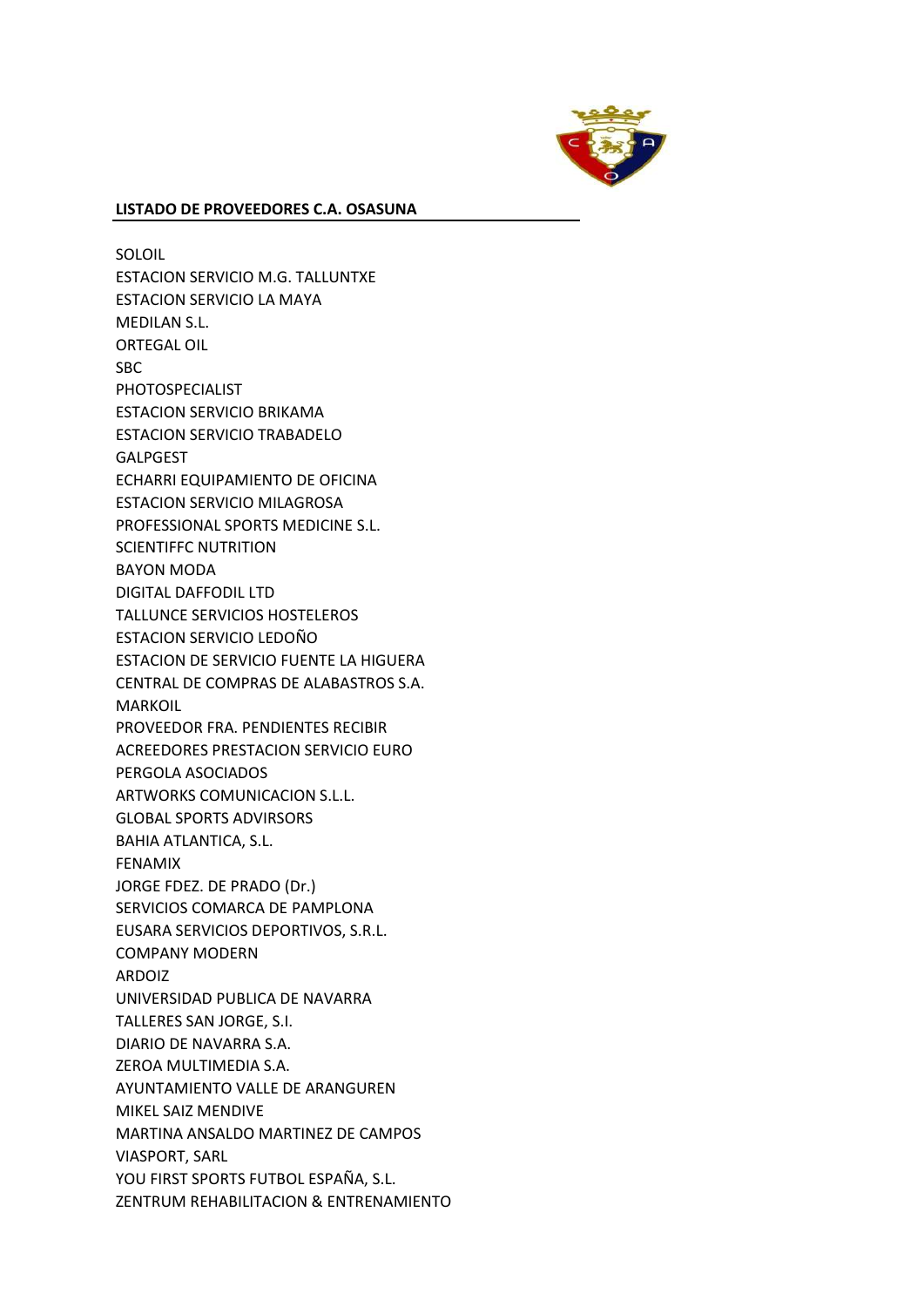**LISTADO DE PROVEEDORES C.A. OSASUNA**

SOLOIL
ESTACION SERVICIO M.G. TALLUNTXE
ESTACION SERVICIO LA MAYA
MEDILAN S.L.
ORTEGAL OIL
SBC
PHOTOSPECIALIST
ESTACION SERVICIO BRIKAMA
ESTACION SERVICIO TRABADELO
GALPGEST
ECHARRI EQUIPAMIENTO DE OFICINA
ESTACION SERVICIO MILAGROSA
PROFESSIONAL SPORTS MEDICINE S.L.
SCIENTIFFC NUTRITION
BAYON MODA
DIGITAL DAFFODIL LTD
TALLUNCE SERVICIOS HOSTELEROS
ESTACION SERVICIO LEDOÑO
ESTACION DE SERVICIO FUENTE LA HIGUERA
CENTRAL DE COMPRAS DE ALABASTROS S.A.
MARKOIL
PROVEEDOR FRA. PENDIENTES RECIBIR
ACREEDORES PRESTACION SERVICIO EURO
PERGOLA ASOCIADOS
ARTWORKS COMUNICACION S.L.L.
GLOBAL SPORTS ADVIRSORS
BAHIA ATLANTICA, S.L.
FENAMIX
JORGE FDEZ. DE PRADO (Dr.)
SERVICIOS COMARCA DE PAMPLONA
EUSARA SERVICIOS DEPORTIVOS, S.R.L.
COMPANY MODERN
ARDOIZ
UNIVERSIDAD PUBLICA DE NAVARRA
TALLERES SAN JORGE, S.I.
DIARIO DE NAVARRA S.A.
ZEROA MULTIMEDIA S.A.
AYUNTAMIENTO VALLE DE ARANGUREN
MIKEL SAIZ MENDIVE
MARTINA ANSALDO MARTINEZ DE CAMPOS
VIASPORT, SARL
YOU FIRST SPORTS FUTBOL ESPAÑA, S.L.
ZENTRUM REHABILITACION & ENTRENAMIENTO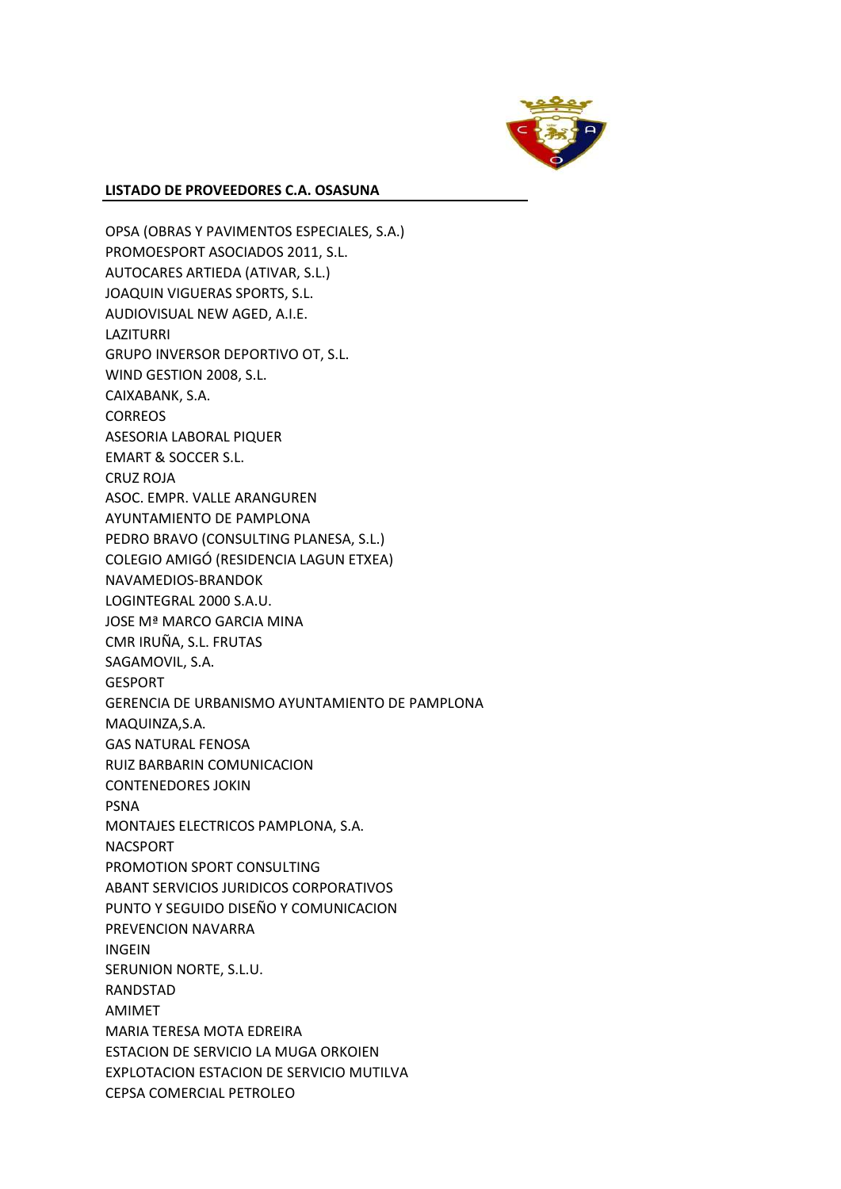**LISTADO DE PROVEEDORES C.A. OSASUNA**

OPSA (OBRAS Y PAVIMENTOS ESPECIALES, S.A.)
PROMOESPORT ASOCIADOS 2011, S.L.
AUTOCARES ARTIEDA (ATIVAR, S.L.)
JOAQUIN VIGUERAS SPORTS, S.L.
AUDIOVISUAL NEW AGED, A.I.E.
LAZITURRI
GRUPO INVERSOR DEPORTIVO OT, S.L.
WIND GESTION 2008, S.L.
CAIXABANK, S.A.
CORREOS
ASESORIA LABORAL PIQUER
EMART & SOCCER S.L.
CRUZ ROJA
ASOC. EMPR. VALLE ARANGUREN
AYUNTAMIENTO DE PAMPLONA
PEDRO BRAVO (CONSULTING PLANESA, S.L.)
COLEGIO AMIGÓ (RESIDENCIA LAGUN ETXEA)
NAVAMEDIOS-BRANDOK
LOGINTEGRAL 2000 S.A.U.
JOSE Mª MARCO GARCIA MINA
CMR IRUÑA, S.L. FRUTAS
SAGAMOVIL, S.A.
GESPORT
GERENCIA DE URBANISMO AYUNTAMIENTO DE PAMPLONA
MAQUINZA,S.A.
GAS NATURAL FENOSA
RUIZ BARBARIN COMUNICACION
CONTENEDORES JOKIN
PSNA
MONTAJES ELECTRICOS PAMPLONA, S.A.
NACSPORT
PROMOTION SPORT CONSULTING
ABANT SERVICIOS JURIDICOS CORPORATIVOS
PUNTO Y SEGUIDO DISEÑO Y COMUNICACION
PREVENCION NAVARRA
INGEIN
SERUNION NORTE, S.L.U.
RANDSTAD
AMIMET
MARIA TERESA MOTA EDREIRA
ESTACION DE SERVICIO LA MUGA ORKOIEN
EXPLOTACION ESTACION DE SERVICIO MUTILVA
CEPSA COMERCIAL PETROLEO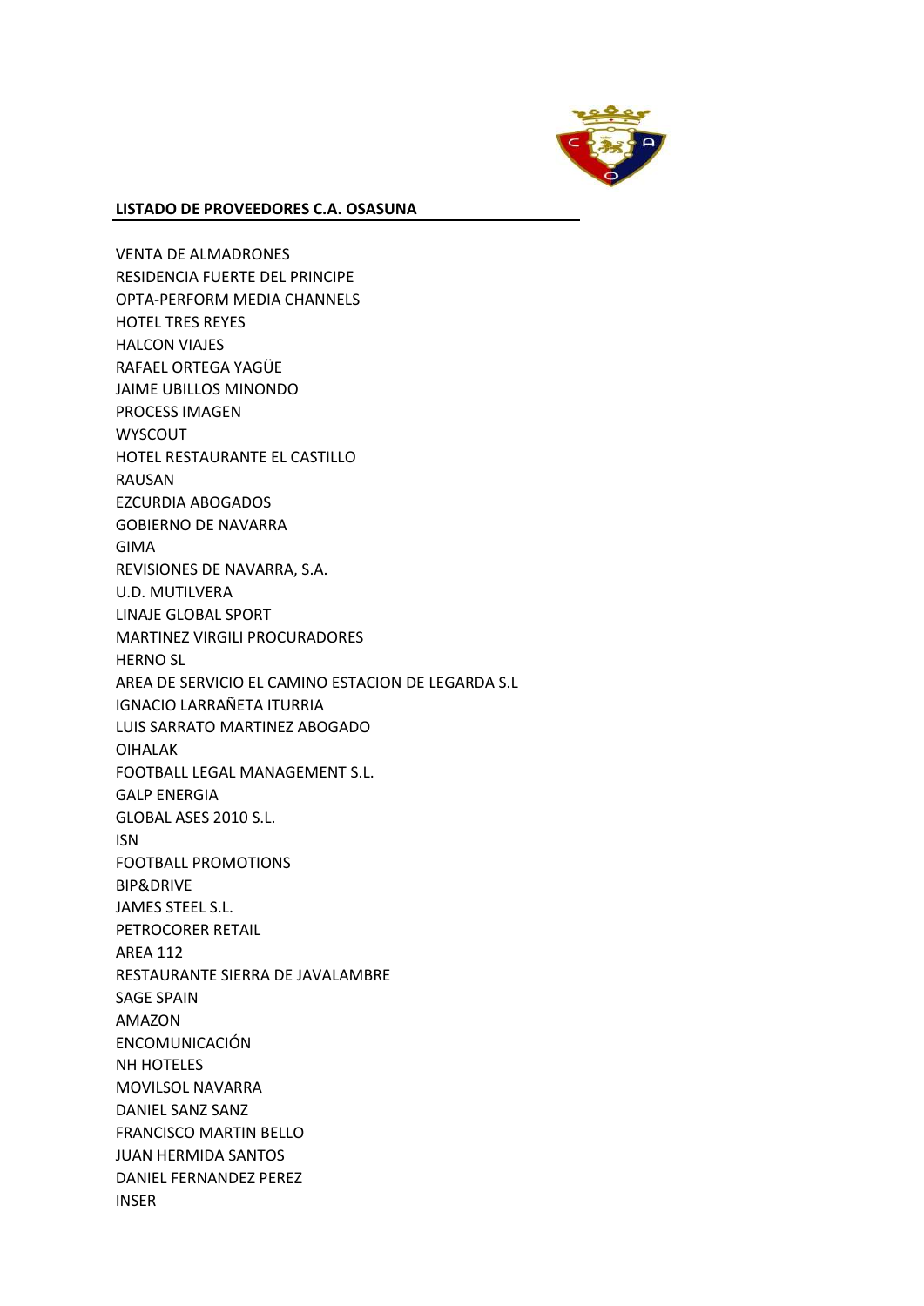**LISTADO DE PROVEEDORES C.A. OSASUNA**

VENTA DE ALMADRONES
RESIDENCIA FUERTE DEL PRINCIPE
OPTA-PERFORM MEDIA CHANNELS
HOTEL TRES REYES
HALCON VIAJES
RAFAEL ORTEGA YAGÜE
JAIME UBILLOS MINONDO
PROCESS IMAGEN
WYSCOUT
HOTEL RESTAURANTE EL CASTILLO
RAUSAN
EZCURDIA ABOGADOS
GOBIERNO DE NAVARRA
GIMA
REVISIONES DE NAVARRA, S.A.
U.D. MUTILVERA
LINAJE GLOBAL SPORT
MARTINEZ VIRGILI PROCURADORES
HERNO SL
AREA DE SERVICIO EL CAMINO ESTACION DE LEGARDA S.L
IGNACIO LARRAÑETA ITURRIA
LUIS SARRATO MARTINEZ ABOGADO
OIHALAK
FOOTBALL LEGAL MANAGEMENT S.L.
GALP ENERGIA
GLOBAL ASES 2010 S.L.
ISN
FOOTBALL PROMOTIONS
BIP&DRIVE
JAMES STEEL S.L.
PETROCORER RETAIL
AREA 112
RESTAURANTE SIERRA DE JAVALAMBRE
SAGE SPAIN
AMAZON
ENCOMUNICACIÓN
NH HOTELES
MOVILSOL NAVARRA
DANIEL SANZ SANZ
FRANCISCO MARTIN BELLO
JUAN HERMIDA SANTOS
DANIEL FERNANDEZ PEREZ
INSER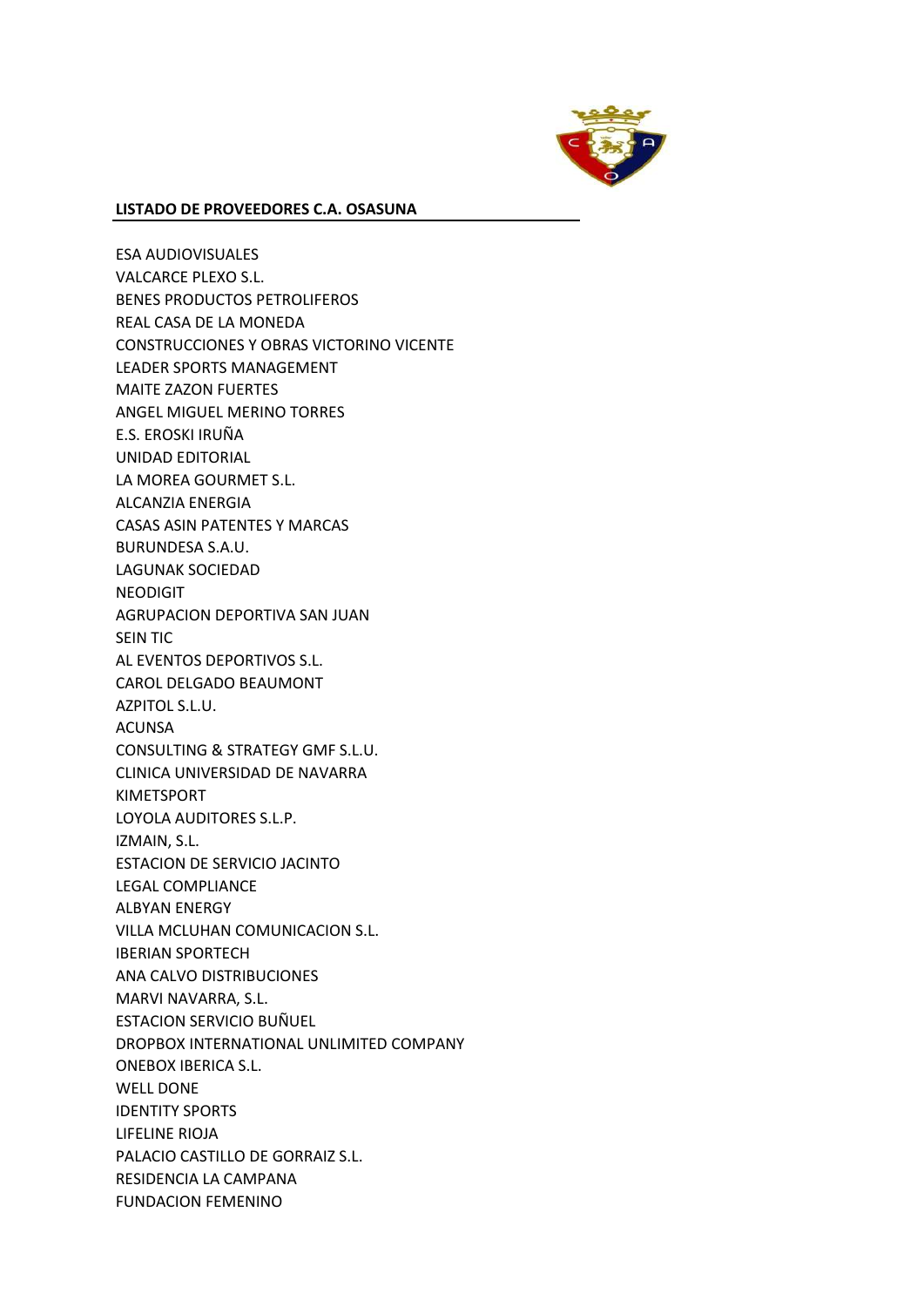**LISTADO DE PROVEEDORES C.A. OSASUNA**

ESA AUDIOVISUALES
VALCARCE PLEXO S.L.
BENES PRODUCTOS PETROLIFEROS
REAL CASA DE LA MONEDA
CONSTRUCCIONES Y OBRAS VICTORINO VICENTE
LEADER SPORTS MANAGEMENT
MAITE ZAZON FUERTES
ANGEL MIGUEL MERINO TORRES
E.S. EROSKI IRUÑA
UNIDAD EDITORIAL
LA MOREA GOURMET S.L.
ALCANZIA ENERGIA
CASAS ASIN PATENTES Y MARCAS
BURUNDESA S.A.U.
LAGUNAK SOCIEDAD
NEODIGIT
AGRUPACION DEPORTIVA SAN JUAN
SEIN TIC
AL EVENTOS DEPORTIVOS S.L.
CAROL DELGADO BEAUMONT
AZPITOL S.L.U.
ACUNSA
CONSULTING & STRATEGY GMF S.L.U.
CLINICA UNIVERSIDAD DE NAVARRA
KIMETSPORT
LOYOLA AUDITORES S.L.P.
IZMAIN, S.L.
ESTACION DE SERVICIO JACINTO
LEGAL COMPLIANCE
ALBYAN ENERGY
VILLA MCLUHAN COMUNICACION S.L.
IBERIAN SPORTECH
ANA CALVO DISTRIBUCIONES
MARVI NAVARRA, S.L.
ESTACION SERVICIO BUÑUEL
DROPBOX INTERNATIONAL UNLIMITED COMPANY
ONEBOX IBERICA S.L.
WELL DONE
IDENTITY SPORTS
LIFELINE RIOJA
PALACIO CASTILLO DE GORRAIZ S.L.
RESIDENCIA LA CAMPANA
FUNDACION FEMENINO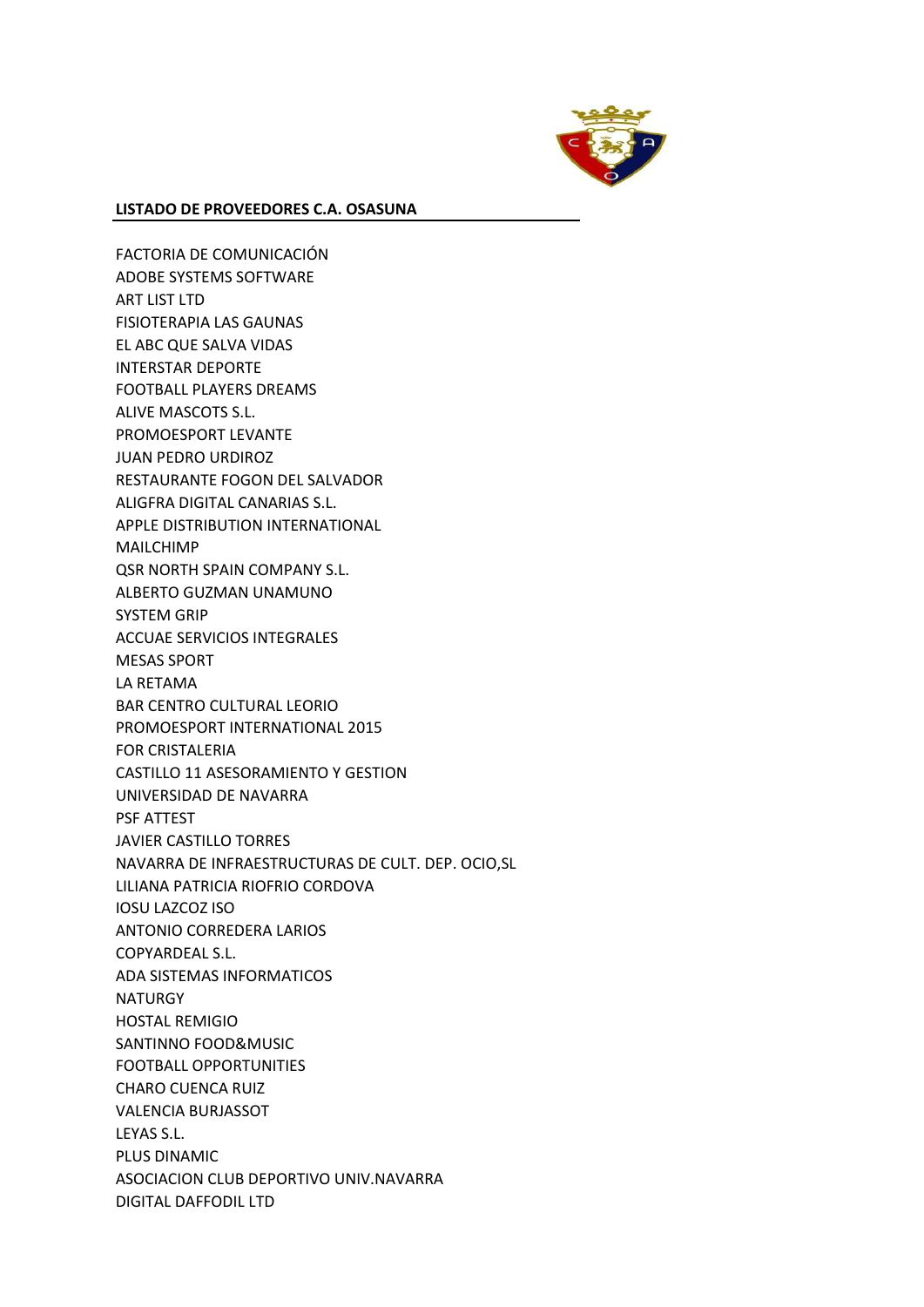**LISTADO DE PROVEEDORES C.A. OSASUNA**

FACTORIA DE COMUNICACIÓN
ADOBE SYSTEMS SOFTWARE
ART LIST LTD
FISIOTERAPIA LAS GAUNAS
EL ABC QUE SALVA VIDAS
INTERSTAR DEPORTE
FOOTBALL PLAYERS DREAMS
ALIVE MASCOTS S.L.
PROMOESPORT LEVANTE
JUAN PEDRO URDIROZ
RESTAURANTE FOGON DEL SALVADOR
ALIGFRA DIGITAL CANARIAS S.L.
APPLE DISTRIBUTION INTERNATIONAL
MAILCHIMP
QSR NORTH SPAIN COMPANY S.L.
ALBERTO GUZMAN UNAMUNO
SYSTEM GRIP
ACCUAE SERVICIOS INTEGRALES
MESAS SPORT
LA RETAMA
BAR CENTRO CULTURAL LEORIO
PROMOESPORT INTERNATIONAL 2015
FOR CRISTALERIA
CASTILLO 11 ASESORAMIENTO Y GESTION
UNIVERSIDAD DE NAVARRA
PSF ATTEST
JAVIER CASTILLO TORRES
NAVARRA DE INFRAESTRUCTURAS DE CULT. DEP. OCIO,SL
LILIANA PATRICIA RIOFRIO CORDOVA
IOSU LAZCOZ ISO
ANTONIO CORREDERA LARIOS
COPYARDEAL S.L.
ADA SISTEMAS INFORMATICOS
NATURGY
HOSTAL REMIGIO
SANTINNO FOOD&MUSIC
FOOTBALL OPPORTUNITIES
CHARO CUENCA RUIZ
VALENCIA BURJASSOT
LEYAS S.L.
PLUS DINAMIC
ASOCIACION CLUB DEPORTIVO UNIV.NAVARRA
DIGITAL DAFFODIL LTD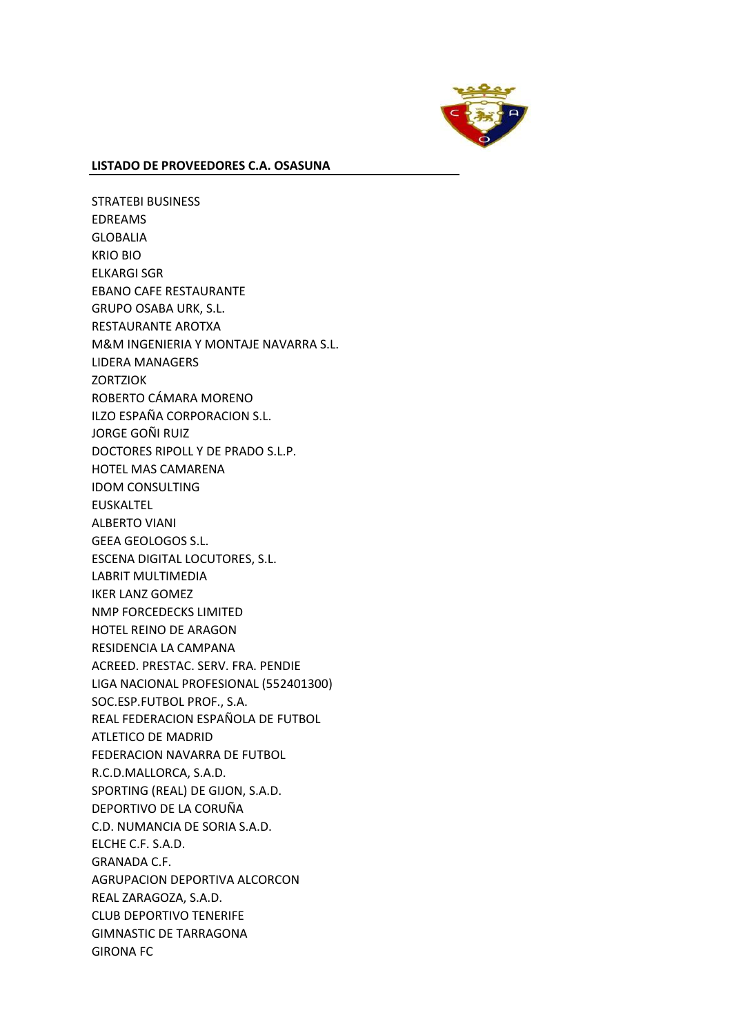**LISTADO DE PROVEEDORES C.A. OSASUNA**

STRATEBI BUSINESS
EDREAMS
GLOBALIA
KRIO BIO
ELKARGI SGR
EBANO CAFE RESTAURANTE
GRUPO OSABA URK, S.L.
RESTAURANTE AROTXA
M&M INGENIERIA Y MONTAJE NAVARRA S.L.
LIDERA MANAGERS
ZORTZIOK
ROBERTO CÁMARA MORENO
ILZO ESPAÑA CORPORACION S.L.
JORGE GOÑI RUIZ
DOCTORES RIPOLL Y DE PRADO S.L.P.
HOTEL MAS CAMARENA
IDOM CONSULTING
EUSKALTEL
ALBERTO VIANI
GEEA GEOLOGOS S.L.
ESCENA DIGITAL LOCUTORES, S.L.
LABRIT MULTIMEDIA
IKER LANZ GOMEZ
NMP FORCEDECKS LIMITED
HOTEL REINO DE ARAGON
RESIDENCIA LA CAMPANA
ACREED. PRESTAC. SERV. FRA. PENDIE
LIGA NACIONAL PROFESIONAL (552401300)
SOC.ESP.FUTBOL PROF., S.A.
REAL FEDERACION ESPAÑOLA DE FUTBOL
ATLETICO DE MADRID
FEDERACION NAVARRA DE FUTBOL
R.C.D.MALLORCA, S.A.D.
SPORTING (REAL) DE GIJON, S.A.D.
DEPORTIVO DE LA CORUÑA
C.D. NUMANCIA DE SORIA S.A.D.
ELCHE C.F. S.A.D.
GRANADA C.F.
AGRUPACION DEPORTIVA ALCORCON
REAL ZARAGOZA, S.A.D.
CLUB DEPORTIVO TENERIFE
GIMNASTIC DE TARRAGONA
GIRONA FC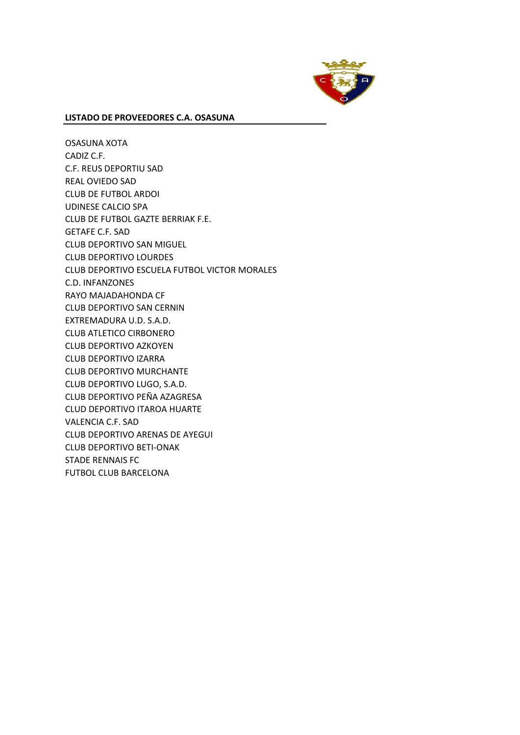**LISTADO DE PROVEEDORES C.A. OSASUNA**

OSASUNA XOTA
CADIZ C.F.
C.F. REUS DEPORTIU SAD
REAL OVIEDO SAD
CLUB DE FUTBOL ARDOI
UDINESE CALCIO SPA
CLUB DE FUTBOL GAZTE BERRIAK F.E.
GETAFE C.F. SAD
CLUB DEPORTIVO SAN MIGUEL
CLUB DEPORTIVO LOURDES
CLUB DEPORTIVO ESCUELA FUTBOL VICTOR MORALES
C.D. INFANZONES
RAYO MAJADAHONDA CF
CLUB DEPORTIVO SAN CERNIN
EXTREMADURA U.D. S.A.D.
CLUB ATLETICO CIRBONERO
CLUB DEPORTIVO AZKOYEN
CLUB DEPORTIVO IZARRA
CLUB DEPORTIVO MURCHANTE
CLUB DEPORTIVO LUGO, S.A.D.
CLUB DEPORTIVO PEÑA AZAGRESA
CLUD DEPORTIVO ITAROA HUARTE
VALENCIA C.F. SAD
CLUB DEPORTIVO ARENAS DE AYEGUI
CLUB DEPORTIVO BETI-ONAK
STADE RENNAIS FC
FUTBOL CLUB BARCELONA